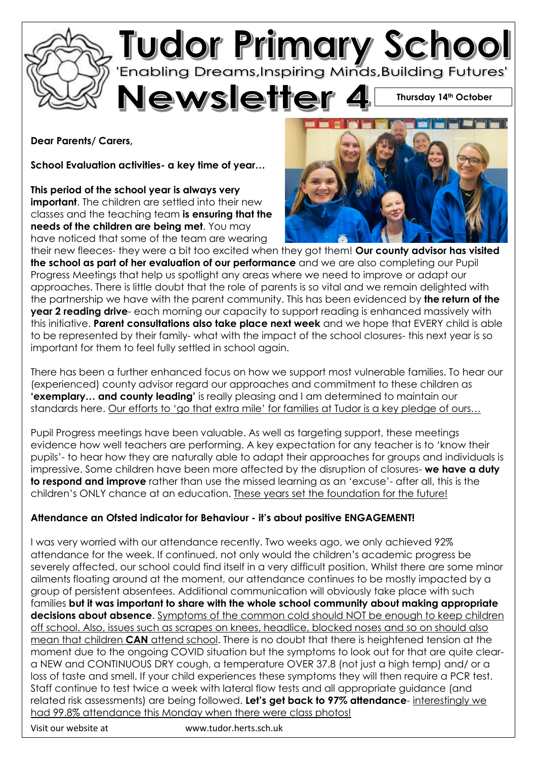# Tudor Primary School

'Enabling Dreams,Inspiring Minds,Building Futures'

# Newsletter 4

**Thursday 14th October**

**Dear Parents/ Carers,**

**School Evaluation activities- a key time of year…**

**This period of the school year is always very important**. The children are settled into their new classes and the teaching team **is ensuring that the needs of the children are being met**. You may have noticed that some of the team are wearing their new fleeces- they were a bit too excited when they got them! **Our county advisor has visited the school as part of her evaluation of our performance** and we are also completing our Pupil Progress Meetings that help us spotlight any areas where we need to improve or adapt our approaches. There is little doubt that the role of parents is so vital and we remain delighted with the partnership we have with the parent community. This has been evidenced by **the return of the year 2 reading drive**- each morning our capacity to support reading is enhanced massively with this initiative. **Parent consultations also take place next week** and we hope that EVERY child is able to be represented by their family- what with the impact of the school closures- this next year is so important for them to feel fully settled in school again.

There has been a further enhanced focus on how we support most vulnerable families. To hear our (experienced) county advisor regard our approaches and commitment to these children as **'exemplary… and county leading'** is really pleasing and I am determined to maintain our standards here. Our efforts to 'go that extra mile' for families at Tudor is a key pledge of ours…

Pupil Progress meetings have been valuable. As well as targeting support, these meetings evidence how well teachers are performing. A key expectation for any teacher is to 'know their pupils'- to hear how they are naturally able to adapt their approaches for groups and individuals is impressive. Some children have been more affected by the disruption of closures- **we have a duty to respond and improve** rather than use the missed learning as an 'excuse'- after all, this is the children's ONLY chance at an education. These years set the foundation for the future!

**Attendance an Ofsted indicator for Behaviour - it's about positive ENGAGEMENT!**

I was very worried with our attendance recently. Two weeks ago, we only achieved 92% attendance for the week. If continued, not only would the children's academic progress be severely affected, our school could find itself in a very difficult position. Whilst there are some minor ailments floating around at the moment, our attendance continues to be mostly impacted by a group of persistent absentees. Additional communication will obviously take place with such families **but it was important to share with the whole school community about making appropriate decisions about absence**. Symptoms of the common cold should NOT be enough to keep children off school. Also, issues such as scrapes on knees, headlice, blocked noses and so on should also mean that children **CAN** attend school. There is no doubt that there is heightened tension at the moment due to the ongoing COVID situation but the symptoms to look out for that are quite clear- a NEW and CONTINUOUS DRY cough, a temperature OVER 37.8 (not just a high temp) and/ or a loss of taste and smell. If your child experiences these symptoms they will then require a PCR test. Staff continue to test twice a week with lateral flow tests and all appropriate guidance (and related risk assessments) are being followed. **Let's get back to 97% attendance**- interestingly we had 99.8% attendance this Monday when there were class photos!

Visit our website at www.tudor.herts.sch.uk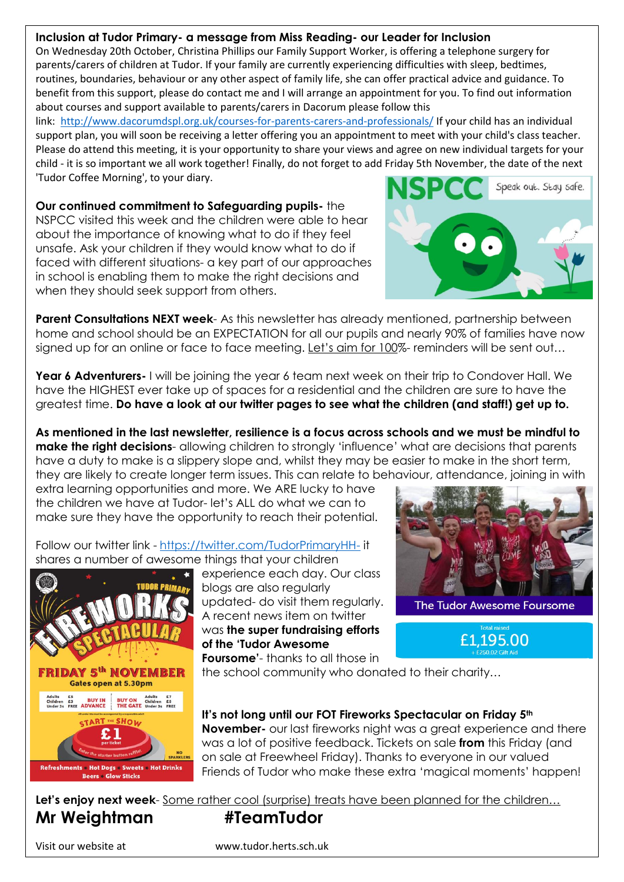**Inclusion at Tudor Primary- a message from Miss Reading- our Leader for Inclusion**

On Wednesday 20th October, Christina Phillips our Family Support Worker, is offering a telephone surgery for parents/carers of children at Tudor. If your family are currently experiencing difficulties with sleep, bedtimes, routines, boundaries, behaviour or any other aspect of family life, she can offer practical advice and guidance. To benefit from this support, please do contact me and I will arrange an appointment for you. To find out information about courses and support available to parents/carers in Dacorum please follow this link: http://www.dacorumdspl.org.uk/courses-for-parents-carers-and-professionals/ If your child has an individual support plan, you will soon be receiving a letter offering you an appointment to meet with your child's class teacher. Please do attend this meeting, it is your opportunity to share your views and agree on new individual targets for your child - it is so important we all work together! Finally, do not forget to add Friday 5th November, the date of the next 'Tudor Coffee Morning', to your diary.

**Our continued commitment to Safeguarding pupils-** the NSPCC visited this week and the children were able to hear about the importance of knowing what to do if they feel unsafe. Ask your children if they would know what to do if faced with different situations- a key part of our approaches in school is enabling them to make the right decisions and when they should seek support from others.

NSPCC Speak out. Stay safe.

**Parent Consultations NEXT week**- As this newsletter has already mentioned, partnership between home and school should be an EXPECTATION for all our pupils and nearly 90% of families have now signed up for an online or face to face meeting. Let's aim for 100%- reminders will be sent out…

**Year 6 Adventurers-** I will be joining the year 6 team next week on their trip to Condover Hall. We have the HIGHEST ever take up of spaces for a residential and the children are sure to have the greatest time. **Do have a look at our twitter pages to see what the children (and staff!) get up to.**

**As mentioned in the last newsletter, resilience is a focus across schools and we must be mindful to make the right decisions**- allowing children to strongly 'influence' what are decisions that parents have a duty to make is a slippery slope and, whilst they may be easier to make in the short term, they are likely to create longer term issues. This can relate to behaviour, attendance, joining in with extra learning opportunities and more. We ARE lucky to have the children we have at Tudor- let's ALL do what we can to make sure they have the opportunity to reach their potential.

Follow our twitter link - https://twitter.com/TudorPrimaryHH- it shares a number of awesome things that your children experience each day. Our class blogs are also regularly updated- do visit them regularly. A recent news item on twitter was **the super fundraising efforts of the 'Tudor Awesome Foursome'**- thanks to all those in the school community who donated to their charity…

The Tudor Awesome Foursome

Total raised
£1,195.00
+ £250.02 Gift Aid

TUDOR PRIMARY FIREWORKS SPECTACULAR
FRIDAY 5th NOVEMBER
Gates open at 5.30pm

BUY IN ADVANCE: Adults £5, Children £3, Under 3s FREE
BUY ON THE GATE: Adults £7, Children £5, Under 3s FREE

START THE SHOW £1 per ticket
Enter the starter button raffle!
NO SPARKLERS

Refreshments • Hot Dogs • Sweets • Hot Drinks • Beers • Glow Sticks

**It's not long until our FOT Fireworks Spectacular on Friday 5th November-** our last fireworks night was a great experience and there was a lot of positive feedback. Tickets on sale **from** this Friday (and on sale at Freewheel Friday). Thanks to everyone in our valued Friends of Tudor who make these extra 'magical moments' happen!

**Let's enjoy next week**- Some rather cool (surprise) treats have been planned for the children…

**Mr Weightman** **#TeamTudor**

Visit our website at www.tudor.herts.sch.uk